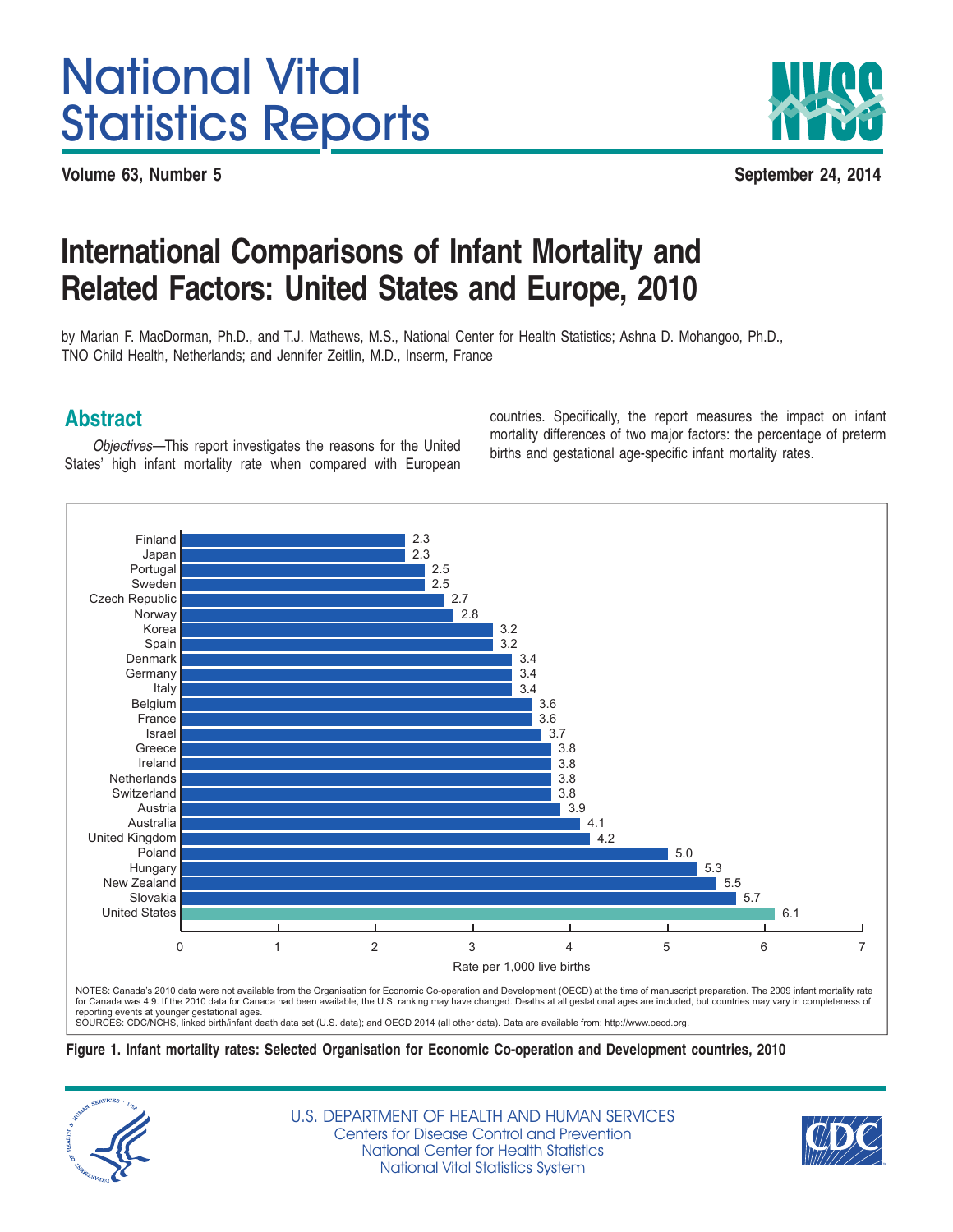# National Vital Statistics Reports

**Volume 63, Number 5** **September 24, 2014**

## International Comparisons of Infant Mortality and Related Factors: United States and Europe, 2010

by Marian F. MacDorman, Ph.D., and T.J. Mathews, M.S., National Center for Health Statistics; Ashna D. Mohangoo, Ph.D., TNO Child Health, Netherlands; and Jennifer Zeitlin, M.D., Inserm, France

### Abstract

*Objectives*—This report investigates the reasons for the United States' high infant mortality rate when compared with European countries. Specifically, the report measures the impact on infant mortality differences of two major factors: the percentage of preterm births and gestational age-specific infant mortality rates.

| Country | Rate per 1,000 live births |
|---|---|
| Finland | 2.3 |
| Japan | 2.3 |
| Portugal | 2.5 |
| Sweden | 2.5 |
| Czech Republic | 2.7 |
| Norway | 2.8 |
| Korea | 3.2 |
| Spain | 3.2 |
| Denmark | 3.4 |
| Germany | 3.4 |
| Italy | 3.4 |
| Belgium | 3.6 |
| France | 3.6 |
| Israel | 3.7 |
| Greece | 3.8 |
| Ireland | 3.8 |
| Netherlands | 3.8 |
| Switzerland | 3.8 |
| Austria | 3.9 |
| Australia | 4.1 |
| United Kingdom | 4.2 |
| Poland | 5.0 |
| Hungary | 5.3 |
| New Zealand | 5.5 |
| Slovakia | 5.7 |
| United States | 6.1 |

NOTES: Canada's 2010 data were not available from the Organisation for Economic Co-operation and Development (OECD) at the time of manuscript preparation. The 2009 infant mortality rate for Canada was 4.9. If the 2010 data for Canada had been available, the U.S. ranking may have changed. Deaths at all gestational ages are included, but countries may vary in completeness of reporting events at younger gestational ages.
SOURCES: CDC/NCHS, linked birth/infant death data set (U.S. data); and OECD 2014 (all other data). Data are available from: http://www.oecd.org.

**Figure 1. Infant mortality rates: Selected Organisation for Economic Co-operation and Development countries, 2010**

U.S. DEPARTMENT OF HEALTH AND HUMAN SERVICES
Centers for Disease Control and Prevention
National Center for Health Statistics
National Vital Statistics System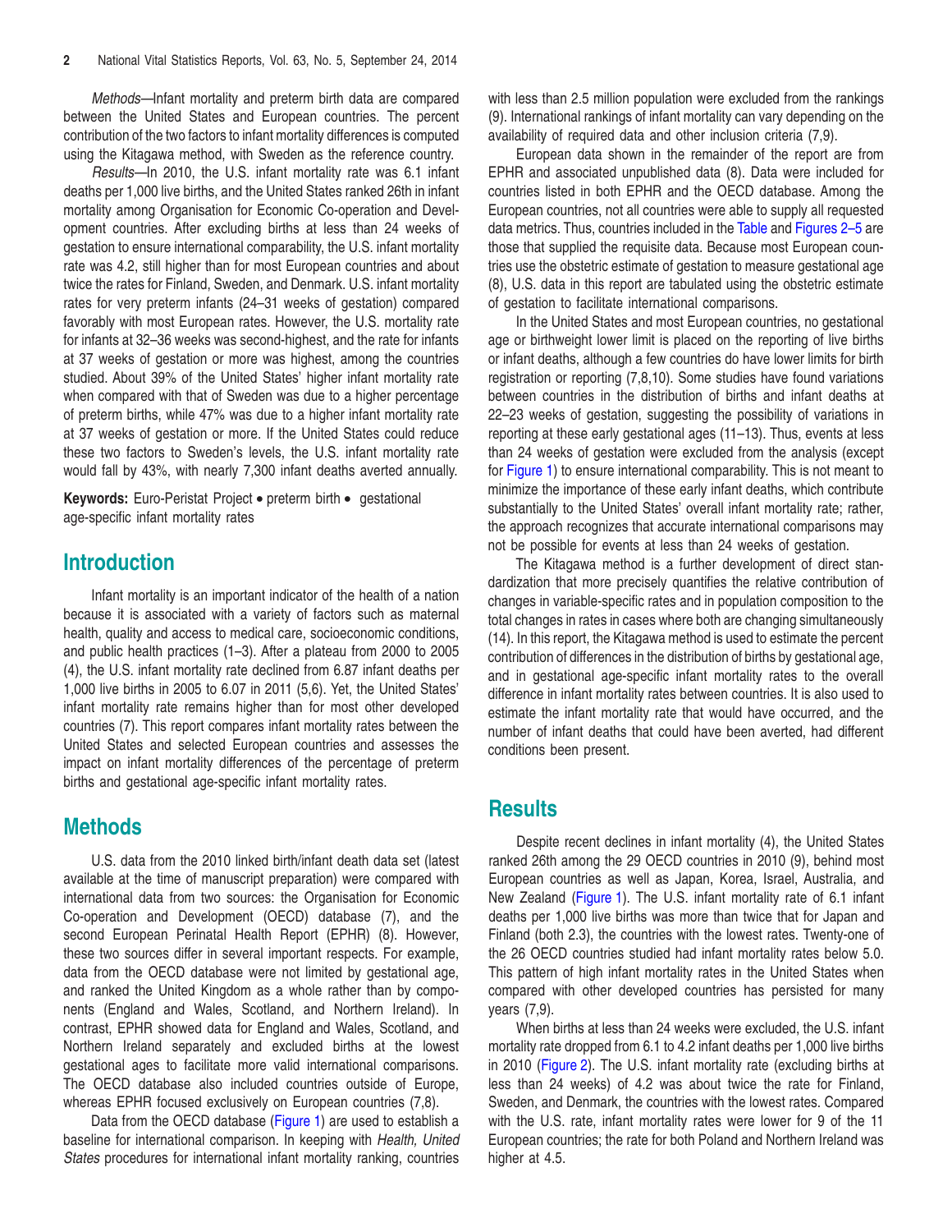*Methods*—Infant mortality and preterm birth data are compared between the United States and European countries. The percent contribution of the two factors to infant mortality differences is computed using the Kitagawa method, with Sweden as the reference country.

*Results*—In 2010, the U.S. infant mortality rate was 6.1 infant deaths per 1,000 live births, and the United States ranked 26th in infant mortality among Organisation for Economic Co-operation and Development countries. After excluding births at less than 24 weeks of gestation to ensure international comparability, the U.S. infant mortality rate was 4.2, still higher than for most European countries and about twice the rates for Finland, Sweden, and Denmark. U.S. infant mortality rates for very preterm infants (24–31 weeks of gestation) compared favorably with most European rates. However, the U.S. mortality rate for infants at 32–36 weeks was second-highest, and the rate for infants at 37 weeks of gestation or more was highest, among the countries studied. About 39% of the United States' higher infant mortality rate when compared with that of Sweden was due to a higher percentage of preterm births, while 47% was due to a higher infant mortality rate at 37 weeks of gestation or more. If the United States could reduce these two factors to Sweden's levels, the U.S. infant mortality rate would fall by 43%, with nearly 7,300 infant deaths averted annually.

**Keywords:** Euro-Peristat Project • preterm birth • gestational age-specific infant mortality rates

## Introduction

Infant mortality is an important indicator of the health of a nation because it is associated with a variety of factors such as maternal health, quality and access to medical care, socioeconomic conditions, and public health practices (1–3). After a plateau from 2000 to 2005 (4), the U.S. infant mortality rate declined from 6.87 infant deaths per 1,000 live births in 2005 to 6.07 in 2011 (5,6). Yet, the United States' infant mortality rate remains higher than for most other developed countries (7). This report compares infant mortality rates between the United States and selected European countries and assesses the impact on infant mortality differences of the percentage of preterm births and gestational age-specific infant mortality rates.

## Methods

U.S. data from the 2010 linked birth/infant death data set (latest available at the time of manuscript preparation) were compared with international data from two sources: the Organisation for Economic Co-operation and Development (OECD) database (7), and the second European Perinatal Health Report (EPHR) (8). However, these two sources differ in several important respects. For example, data from the OECD database were not limited by gestational age, and ranked the United Kingdom as a whole rather than by components (England and Wales, Scotland, and Northern Ireland). In contrast, EPHR showed data for England and Wales, Scotland, and Northern Ireland separately and excluded births at the lowest gestational ages to facilitate more valid international comparisons. The OECD database also included countries outside of Europe, whereas EPHR focused exclusively on European countries (7,8).

Data from the OECD database (Figure 1) are used to establish a baseline for international comparison. In keeping with *Health, United States* procedures for international infant mortality ranking, countries with less than 2.5 million population were excluded from the rankings (9). International rankings of infant mortality can vary depending on the availability of required data and other inclusion criteria (7,9).

European data shown in the remainder of the report are from EPHR and associated unpublished data (8). Data were included for countries listed in both EPHR and the OECD database. Among the European countries, not all countries were able to supply all requested data metrics. Thus, countries included in the Table and Figures 2–5 are those that supplied the requisite data. Because most European countries use the obstetric estimate of gestation to measure gestational age (8), U.S. data in this report are tabulated using the obstetric estimate of gestation to facilitate international comparisons.

In the United States and most European countries, no gestational age or birthweight lower limit is placed on the reporting of live births or infant deaths, although a few countries do have lower limits for birth registration or reporting (7,8,10). Some studies have found variations between countries in the distribution of births and infant deaths at 22–23 weeks of gestation, suggesting the possibility of variations in reporting at these early gestational ages (11–13). Thus, events at less than 24 weeks of gestation were excluded from the analysis (except for Figure 1) to ensure international comparability. This is not meant to minimize the importance of these early infant deaths, which contribute substantially to the United States' overall infant mortality rate; rather, the approach recognizes that accurate international comparisons may not be possible for events at less than 24 weeks of gestation.

The Kitagawa method is a further development of direct standardization that more precisely quantifies the relative contribution of changes in variable-specific rates and in population composition to the total changes in rates in cases where both are changing simultaneously (14). In this report, the Kitagawa method is used to estimate the percent contribution of differences in the distribution of births by gestational age, and in gestational age-specific infant mortality rates to the overall difference in infant mortality rates between countries. It is also used to estimate the infant mortality rate that would have occurred, and the number of infant deaths that could have been averted, had different conditions been present.

## Results

Despite recent declines in infant mortality (4), the United States ranked 26th among the 29 OECD countries in 2010 (9), behind most European countries as well as Japan, Korea, Israel, Australia, and New Zealand (Figure 1). The U.S. infant mortality rate of 6.1 infant deaths per 1,000 live births was more than twice that for Japan and Finland (both 2.3), the countries with the lowest rates. Twenty-one of the 26 OECD countries studied had infant mortality rates below 5.0. This pattern of high infant mortality rates in the United States when compared with other developed countries has persisted for many years (7,9).

When births at less than 24 weeks were excluded, the U.S. infant mortality rate dropped from 6.1 to 4.2 infant deaths per 1,000 live births in 2010 (Figure 2). The U.S. infant mortality rate (excluding births at less than 24 weeks) of 4.2 was about twice the rate for Finland, Sweden, and Denmark, the countries with the lowest rates. Compared with the U.S. rate, infant mortality rates were lower for 9 of the 11 European countries; the rate for both Poland and Northern Ireland was higher at 4.5.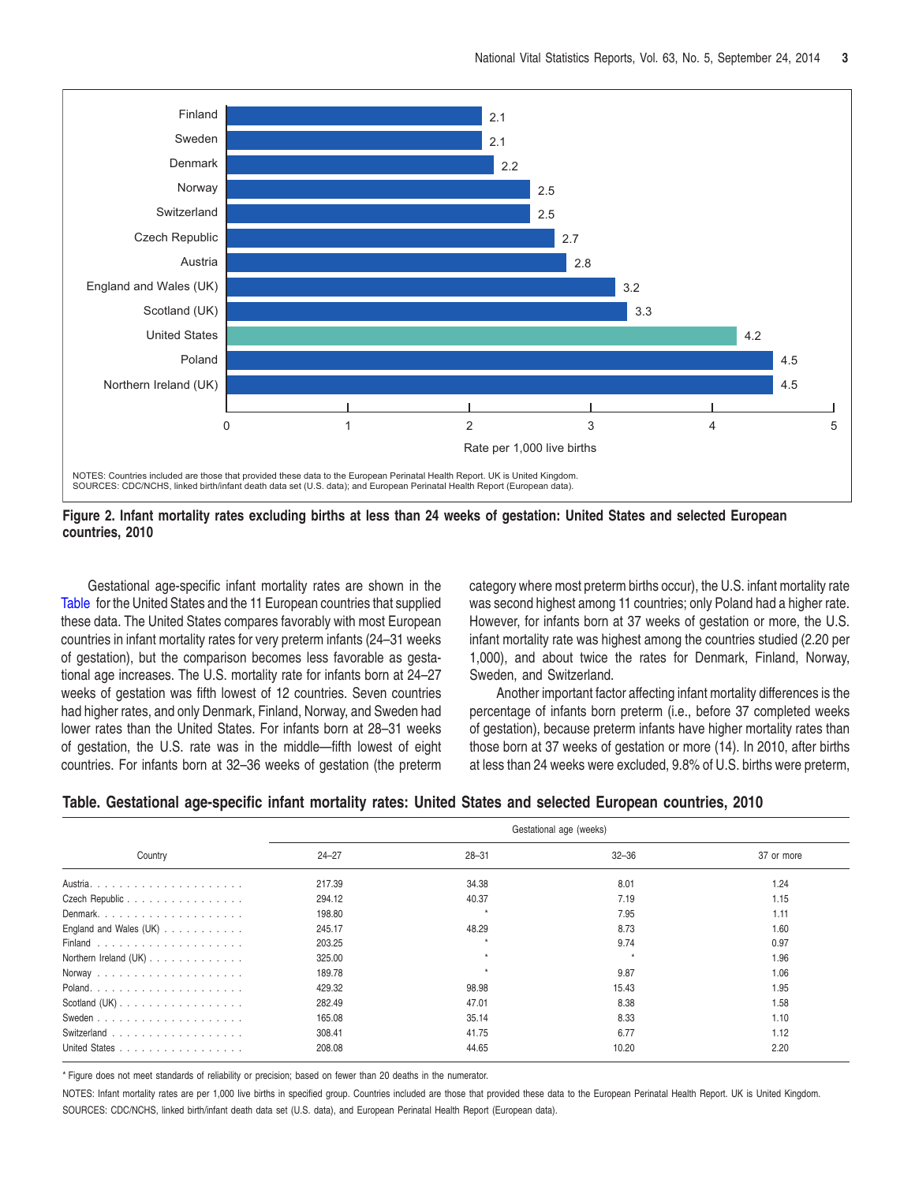Finland 2.1
Sweden 2.1
Denmark 2.2
Norway 2.5
Switzerland 2.5
Czech Republic 2.7
Austria 2.8
England and Wales (UK) 3.2
Scotland (UK) 3.3
United States 4.2
Poland 4.5
Northern Ireland (UK) 4.5

Rate per 1,000 live births

NOTES: Countries included are those that provided these data to the European Perinatal Health Report. UK is United Kingdom.
SOURCES: CDC/NCHS, linked birth/infant death data set (U.S. data); and European Perinatal Health Report (European data).

**Figure 2. Infant mortality rates excluding births at less than 24 weeks of gestation: United States and selected European countries, 2010**

Gestational age-specific infant mortality rates are shown in the Table for the United States and the 11 European countries that supplied these data. The United States compares favorably with most European countries in infant mortality rates for very preterm infants (24–31 weeks of gestation), but the comparison becomes less favorable as gestational age increases. The U.S. mortality rate for infants born at 24–27 weeks of gestation was fifth lowest of 12 countries. Seven countries had higher rates, and only Denmark, Finland, Norway, and Sweden had lower rates than the United States. For infants born at 28–31 weeks of gestation, the U.S. rate was in the middle—fifth lowest of eight countries. For infants born at 32–36 weeks of gestation (the preterm category where most preterm births occur), the U.S. infant mortality rate was second highest among 11 countries; only Poland had a higher rate. However, for infants born at 37 weeks of gestation or more, the U.S. infant mortality rate was highest among the countries studied (2.20 per 1,000), and about twice the rates for Denmark, Finland, Norway, Sweden, and Switzerland.

Another important factor affecting infant mortality differences is the percentage of infants born preterm (i.e., before 37 completed weeks of gestation), because preterm infants have higher mortality rates than those born at 37 weeks of gestation or more (14). In 2010, after births at less than 24 weeks were excluded, 9.8% of U.S. births were preterm,

**Table. Gestational age-specific infant mortality rates: United States and selected European countries, 2010**

| Country | Gestational age (weeks) | | | |
|---|---|---|---|---|
| | 24–27 | 28–31 | 32–36 | 37 or more |
| Austria | 217.39 | 34.38 | 8.01 | 1.24 |
| Czech Republic | 294.12 | 40.37 | 7.19 | 1.15 |
| Denmark | 198.80 | * | 7.95 | 1.11 |
| England and Wales (UK) | 245.17 | 48.29 | 8.73 | 1.60 |
| Finland | 203.25 | * | 9.74 | 0.97 |
| Northern Ireland (UK) | 325.00 | * | * | 1.96 |
| Norway | 189.78 | * | 9.87 | 1.06 |
| Poland | 429.32 | 98.98 | 15.43 | 1.95 |
| Scotland (UK) | 282.49 | 47.01 | 8.38 | 1.58 |
| Sweden | 165.08 | 35.14 | 8.33 | 1.10 |
| Switzerland | 308.41 | 41.75 | 6.77 | 1.12 |
| United States | 208.08 | 44.65 | 10.20 | 2.20 |

* Figure does not meet standards of reliability or precision; based on fewer than 20 deaths in the numerator.

NOTES: Infant mortality rates are per 1,000 live births in specified group. Countries included are those that provided these data to the European Perinatal Health Report. UK is United Kingdom.

SOURCES: CDC/NCHS, linked birth/infant death data set (U.S. data), and European Perinatal Health Report (European data).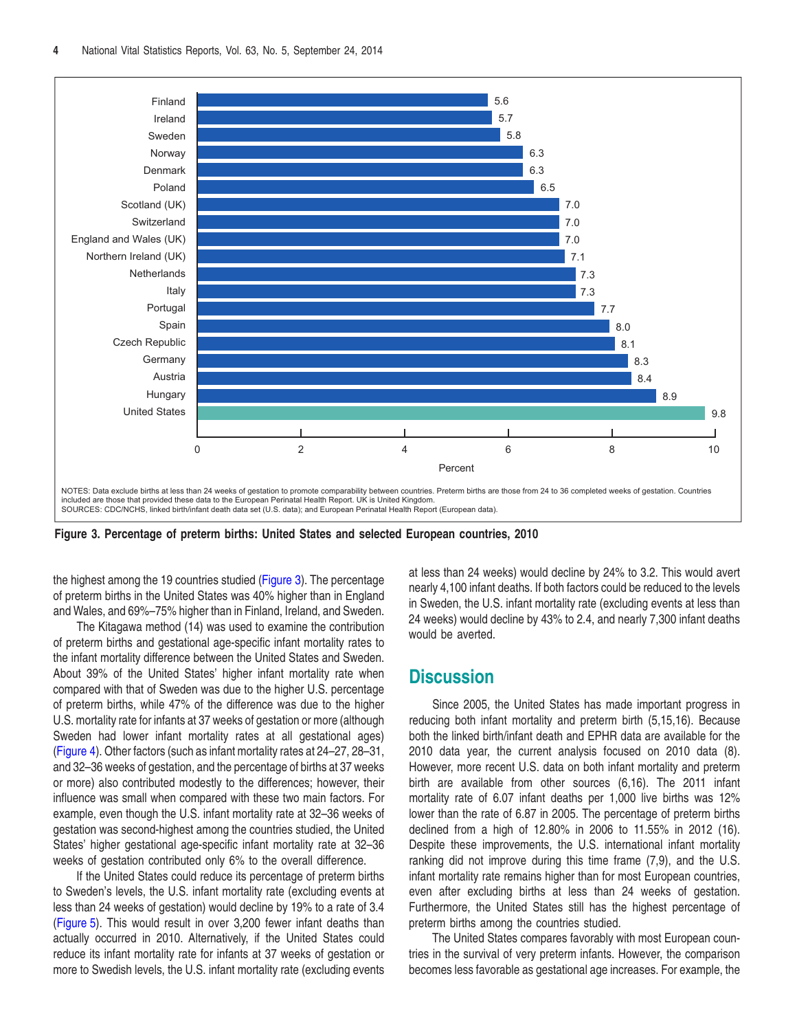| Country | Percent |
|---|---|
| Finland | 5.6 |
| Ireland | 5.7 |
| Sweden | 5.8 |
| Norway | 6.3 |
| Denmark | 6.3 |
| Poland | 6.5 |
| Scotland (UK) | 7.0 |
| Switzerland | 7.0 |
| England and Wales (UK) | 7.0 |
| Northern Ireland (UK) | 7.1 |
| Netherlands | 7.3 |
| Italy | 7.3 |
| Portugal | 7.7 |
| Spain | 8.0 |
| Czech Republic | 8.1 |
| Germany | 8.3 |
| Austria | 8.4 |
| Hungary | 8.9 |
| United States | 9.8 |

NOTES: Data exclude births at less than 24 weeks of gestation to promote comparability between countries. Preterm births are those from 24 to 36 completed weeks of gestation. Countries included are those that provided these data to the European Perinatal Health Report. UK is United Kingdom.
SOURCES: CDC/NCHS, linked birth/infant death data set (U.S. data); and European Perinatal Health Report (European data).

**Figure 3. Percentage of preterm births: United States and selected European countries, 2010**

the highest among the 19 countries studied (Figure 3). The percentage of preterm births in the United States was 40% higher than in England and Wales, and 69%–75% higher than in Finland, Ireland, and Sweden.

The Kitagawa method (14) was used to examine the contribution of preterm births and gestational age-specific infant mortality rates to the infant mortality difference between the United States and Sweden. About 39% of the United States' higher infant mortality rate when compared with that of Sweden was due to the higher U.S. percentage of preterm births, while 47% of the difference was due to the higher U.S. mortality rate for infants at 37 weeks of gestation or more (although Sweden had lower infant mortality rates at all gestational ages) (Figure 4). Other factors (such as infant mortality rates at 24–27, 28–31, and 32–36 weeks of gestation, and the percentage of births at 37 weeks or more) also contributed modestly to the differences; however, their influence was small when compared with these two main factors. For example, even though the U.S. infant mortality rate at 32–36 weeks of gestation was second-highest among the countries studied, the United States' higher gestational age-specific infant mortality rate at 32–36 weeks of gestation contributed only 6% to the overall difference.

If the United States could reduce its percentage of preterm births to Sweden's levels, the U.S. infant mortality rate (excluding events at less than 24 weeks of gestation) would decline by 19% to a rate of 3.4 (Figure 5). This would result in over 3,200 fewer infant deaths than actually occurred in 2010. Alternatively, if the United States could reduce its infant mortality rate for infants at 37 weeks of gestation or more to Swedish levels, the U.S. infant mortality rate (excluding events at less than 24 weeks) would decline by 24% to 3.2. This would avert nearly 4,100 infant deaths. If both factors could be reduced to the levels in Sweden, the U.S. infant mortality rate (excluding events at less than 24 weeks) would decline by 43% to 2.4, and nearly 7,300 infant deaths would be averted.

## Discussion

Since 2005, the United States has made important progress in reducing both infant mortality and preterm birth (5,15,16). Because both the linked birth/infant death and EPHR data are available for the 2010 data year, the current analysis focused on 2010 data (8). However, more recent U.S. data on both infant mortality and preterm birth are available from other sources (6,16). The 2011 infant mortality rate of 6.07 infant deaths per 1,000 live births was 12% lower than the rate of 6.87 in 2005. The percentage of preterm births declined from a high of 12.80% in 2006 to 11.55% in 2012 (16). Despite these improvements, the U.S. international infant mortality ranking did not improve during this time frame (7,9), and the U.S. infant mortality rate remains higher than for most European countries, even after excluding births at less than 24 weeks of gestation. Furthermore, the United States still has the highest percentage of preterm births among the countries studied.

The United States compares favorably with most European countries in the survival of very preterm infants. However, the comparison becomes less favorable as gestational age increases. For example, the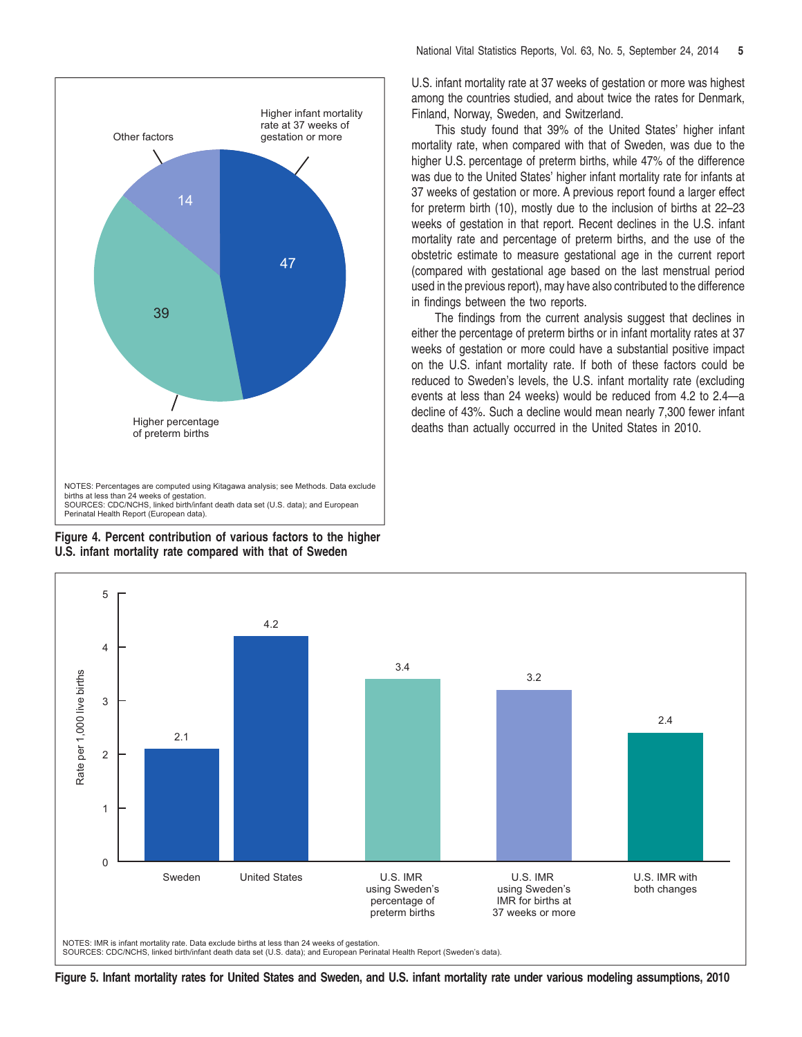Higher infant mortality rate at 37 weeks of gestation or more

Other factors

14

47

39

Higher percentage of preterm births

NOTES: Percentages are computed using Kitagawa analysis; see Methods. Data exclude births at less than 24 weeks of gestation.
SOURCES: CDC/NCHS, linked birth/infant death data set (U.S. data); and European Perinatal Health Report (European data).

**Figure 4. Percent contribution of various factors to the higher U.S. infant mortality rate compared with that of Sweden**

U.S. infant mortality rate at 37 weeks of gestation or more was highest among the countries studied, and about twice the rates for Denmark, Finland, Norway, Sweden, and Switzerland.

This study found that 39% of the United States' higher infant mortality rate, when compared with that of Sweden, was due to the higher U.S. percentage of preterm births, while 47% of the difference was due to the United States' higher infant mortality rate for infants at 37 weeks of gestation or more. A previous report found a larger effect for preterm birth (10), mostly due to the inclusion of births at 22–23 weeks of gestation in that report. Recent declines in the U.S. infant mortality rate and percentage of preterm births, and the use of the obstetric estimate to measure gestational age in the current report (compared with gestational age based on the last menstrual period used in the previous report), may have also contributed to the difference in findings between the two reports.

The findings from the current analysis suggest that declines in either the percentage of preterm births or in infant mortality rates at 37 weeks of gestation or more could have a substantial positive impact on the U.S. infant mortality rate. If both of these factors could be reduced to Sweden's levels, the U.S. infant mortality rate (excluding events at less than 24 weeks) would be reduced from 4.2 to 2.4—a decline of 43%. Such a decline would mean nearly 7,300 fewer infant deaths than actually occurred in the United States in 2010.

| | Rate per 1,000 live births |
|---|---|
| Sweden | 2.1 |
| United States | 4.2 |
| U.S. IMR using Sweden's percentage of preterm births | 3.4 |
| U.S. IMR using Sweden's IMR for births at 37 weeks or more | 3.2 |
| U.S. IMR with both changes | 2.4 |

NOTES: IMR is infant mortality rate. Data exclude births at less than 24 weeks of gestation.
SOURCES: CDC/NCHS, linked birth/infant death data set (U.S. data); and European Perinatal Health Report (Sweden's data).

**Figure 5. Infant mortality rates for United States and Sweden, and U.S. infant mortality rate under various modeling assumptions, 2010**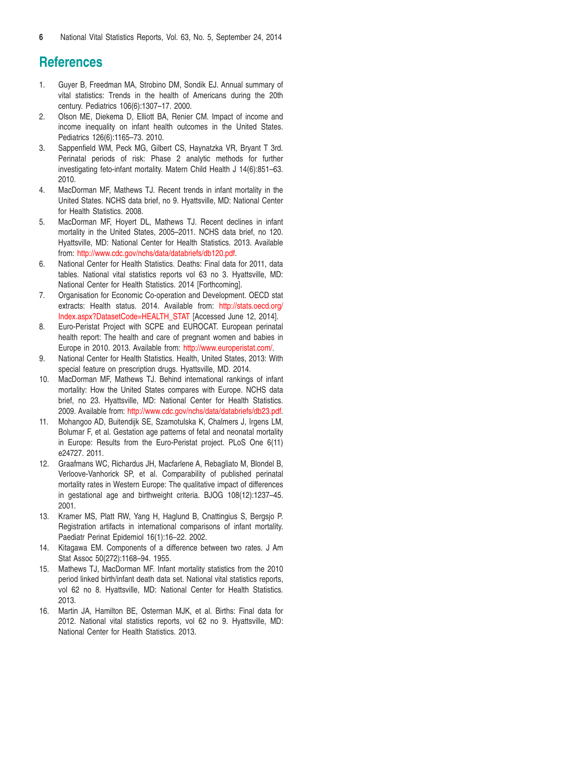# References

1. Guyer B, Freedman MA, Strobino DM, Sondik EJ. Annual summary of vital statistics: Trends in the health of Americans during the 20th century. Pediatrics 106(6):1307–17. 2000.
2. Olson ME, Diekema D, Elliott BA, Renier CM. Impact of income and income inequality on infant health outcomes in the United States. Pediatrics 126(6):1165–73. 2010.
3. Sappenfield WM, Peck MG, Gilbert CS, Haynatzka VR, Bryant T 3rd. Perinatal periods of risk: Phase 2 analytic methods for further investigating feto-infant mortality. Matern Child Health J 14(6):851–63. 2010.
4. MacDorman MF, Mathews TJ. Recent trends in infant mortality in the United States. NCHS data brief, no 9. Hyattsville, MD: National Center for Health Statistics. 2008.
5. MacDorman MF, Hoyert DL, Mathews TJ. Recent declines in infant mortality in the United States, 2005–2011. NCHS data brief, no 120. Hyattsville, MD: National Center for Health Statistics. 2013. Available from: http://www.cdc.gov/nchs/data/databriefs/db120.pdf.
6. National Center for Health Statistics. Deaths: Final data for 2011, data tables. National vital statistics reports vol 63 no 3. Hyattsville, MD: National Center for Health Statistics. 2014 [Forthcoming].
7. Organisation for Economic Co-operation and Development. OECD stat extracts: Health status. 2014. Available from: http://stats.oecd.org/Index.aspx?DatasetCode=HEALTH_STAT [Accessed June 12, 2014].
8. Euro-Peristat Project with SCPE and EUROCAT. European perinatal health report: The health and care of pregnant women and babies in Europe in 2010. 2013. Available from: http://www.europeristat.com/.
9. National Center for Health Statistics. Health, United States, 2013: With special feature on prescription drugs. Hyattsville, MD. 2014.
10. MacDorman MF, Mathews TJ. Behind international rankings of infant mortality: How the United States compares with Europe. NCHS data brief, no 23. Hyattsville, MD: National Center for Health Statistics. 2009. Available from: http://www.cdc.gov/nchs/data/databriefs/db23.pdf.
11. Mohangoo AD, Buitendijk SE, Szamotulska K, Chalmers J, Irgens LM, Bolumar F, et al. Gestation age patterns of fetal and neonatal mortality in Europe: Results from the Euro-Peristat project. PLoS One 6(11) e24727. 2011.
12. Graafmans WC, Richardus JH, Macfarlene A, Rebagliato M, Blondel B, Verloove-Vanhorick SP, et al. Comparability of published perinatal mortality rates in Western Europe: The qualitative impact of differences in gestational age and birthweight criteria. BJOG 108(12):1237–45. 2001.
13. Kramer MS, Platt RW, Yang H, Haglund B, Cnattingius S, Bergsjo P. Registration artifacts in international comparisons of infant mortality. Paediatr Perinat Epidemiol 16(1):16–22. 2002.
14. Kitagawa EM. Components of a difference between two rates. J Am Stat Assoc 50(272):1168–94. 1955.
15. Mathews TJ, MacDorman MF. Infant mortality statistics from the 2010 period linked birth/infant death data set. National vital statistics reports, vol 62 no 8. Hyattsville, MD: National Center for Health Statistics. 2013.
16. Martin JA, Hamilton BE, Osterman MJK, et al. Births: Final data for 2012. National vital statistics reports, vol 62 no 9. Hyattsville, MD: National Center for Health Statistics. 2013.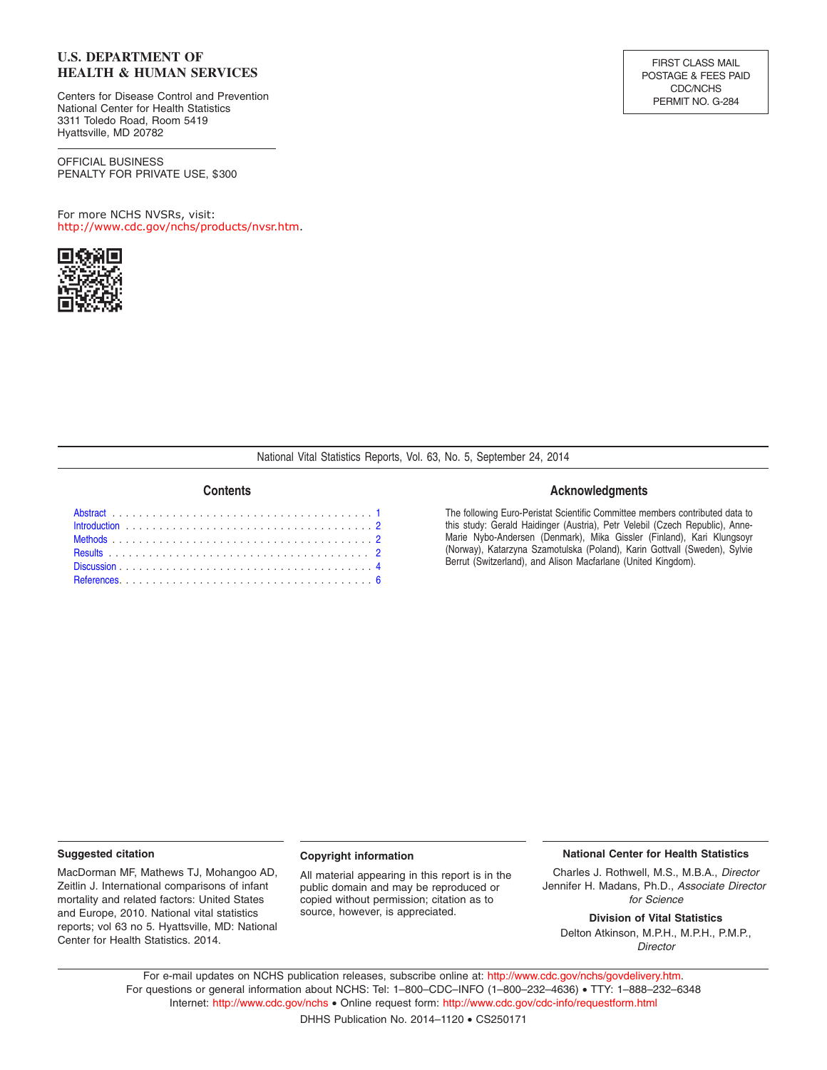**U.S. DEPARTMENT OF HEALTH & HUMAN SERVICES**

Centers for Disease Control and Prevention
National Center for Health Statistics
3311 Toledo Road, Room 5419
Hyattsville, MD 20782

OFFICIAL BUSINESS
PENALTY FOR PRIVATE USE, $300

FIRST CLASS MAIL
POSTAGE & FEES PAID
CDC/NCHS
PERMIT NO. G-284

For more NCHS NVSRs, visit:
http://www.cdc.gov/nchs/products/nvsr.htm.

National Vital Statistics Reports, Vol. 63, No. 5, September 24, 2014

## Contents

- Abstract . . . . . 1
- Introduction . . . . . 2
- Methods . . . . . 2
- Results . . . . . 2
- Discussion . . . . . 4
- References . . . . . 6

## Acknowledgments

The following Euro-Peristat Scientific Committee members contributed data to this study: Gerald Haidinger (Austria), Petr Velebil (Czech Republic), Anne-Marie Nybo-Andersen (Denmark), Mika Gissler (Finland), Kari Klungsoyr (Norway), Katarzyna Szamotulska (Poland), Karin Gottvall (Sweden), Sylvie Berrut (Switzerland), and Alison Macfarlane (United Kingdom).

### Suggested citation

MacDorman MF, Mathews TJ, Mohangoo AD, Zeitlin J. International comparisons of infant mortality and related factors: United States and Europe, 2010. National vital statistics reports; vol 63 no 5. Hyattsville, MD: National Center for Health Statistics. 2014.

### Copyright information

All material appearing in this report is in the public domain and may be reproduced or copied without permission; citation as to source, however, is appreciated.

### National Center for Health Statistics

Charles J. Rothwell, M.S., M.B.A., *Director*
Jennifer H. Madans, Ph.D., *Associate Director for Science*

### Division of Vital Statistics

Delton Atkinson, M.P.H., M.P.H., P.M.P., *Director*

For e-mail updates on NCHS publication releases, subscribe online at: http://www.cdc.gov/nchs/govdelivery.htm.
For questions or general information about NCHS: Tel: 1–800–CDC–INFO (1–800–232–4636) • TTY: 1–888–232–6348
Internet: http://www.cdc.gov/nchs • Online request form: http://www.cdc.gov/cdc-info/requestform.html

DHHS Publication No. 2014–1120 • CS250171